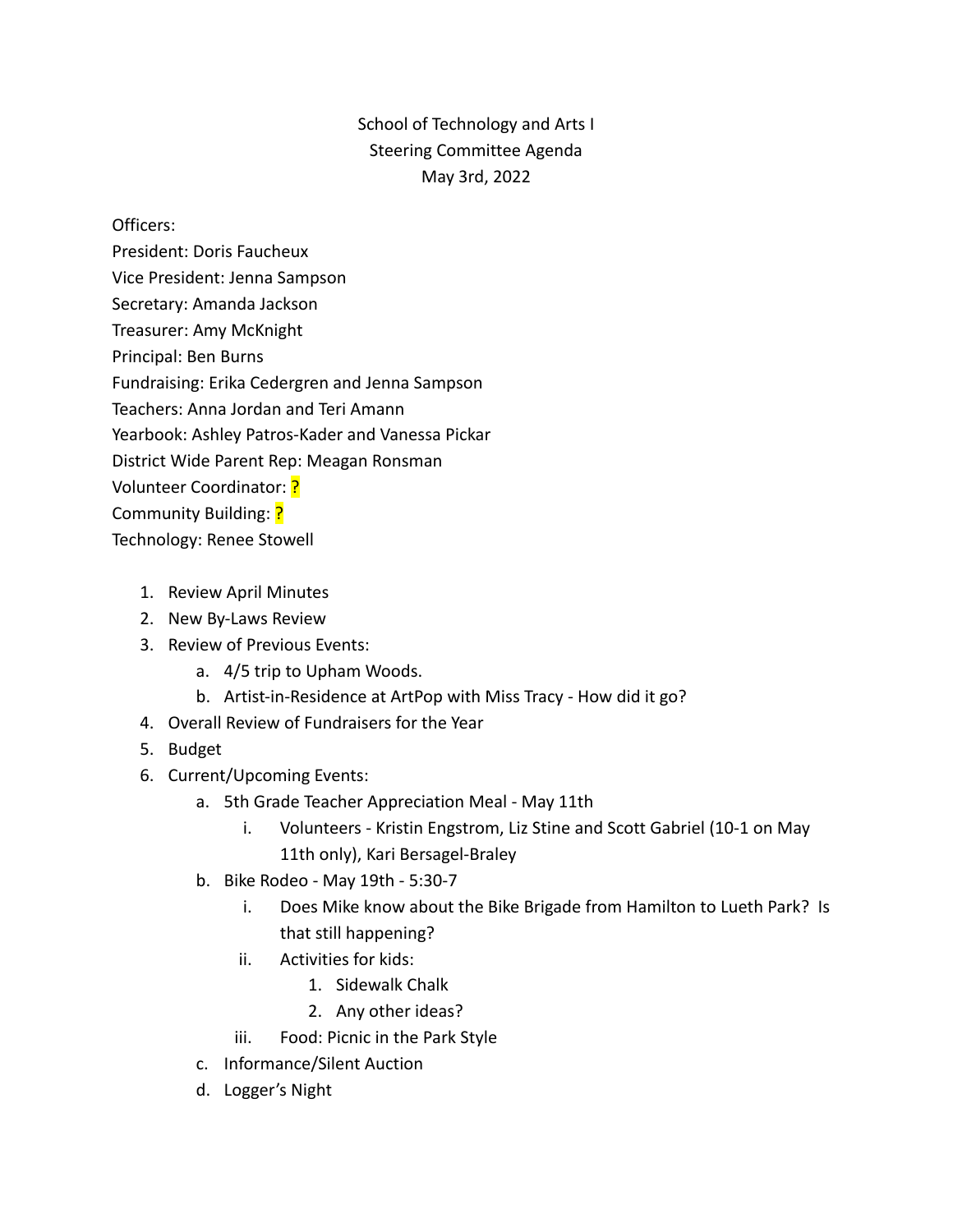School of Technology and Arts I
Steering Committee Agenda
May 3rd, 2022

Officers:
President: Doris Faucheux
Vice President: Jenna Sampson
Secretary: Amanda Jackson
Treasurer: Amy McKnight
Principal: Ben Burns
Fundraising: Erika Cedergren and Jenna Sampson
Teachers: Anna Jordan and Teri Amann
Yearbook: Ashley Patros-Kader and Vanessa Pickar
District Wide Parent Rep: Meagan Ronsman
Volunteer Coordinator: ?
Community Building: ?
Technology: Renee Stowell

1. Review April Minutes
2. New By-Laws Review
3. Review of Previous Events:
    a. 4/5 trip to Upham Woods.
    b. Artist-in-Residence at ArtPop with Miss Tracy - How did it go?
4. Overall Review of Fundraisers for the Year
5. Budget
6. Current/Upcoming Events:
    a. 5th Grade Teacher Appreciation Meal - May 11th
        i. Volunteers - Kristin Engstrom, Liz Stine and Scott Gabriel (10-1 on May 11th only), Kari Bersagel-Braley
    b. Bike Rodeo - May 19th - 5:30-7
        i. Does Mike know about the Bike Brigade from Hamilton to Lueth Park? Is that still happening?
        ii. Activities for kids:
            1. Sidewalk Chalk
            2. Any other ideas?
        iii. Food: Picnic in the Park Style
    c. Informance/Silent Auction
    d. Logger's Night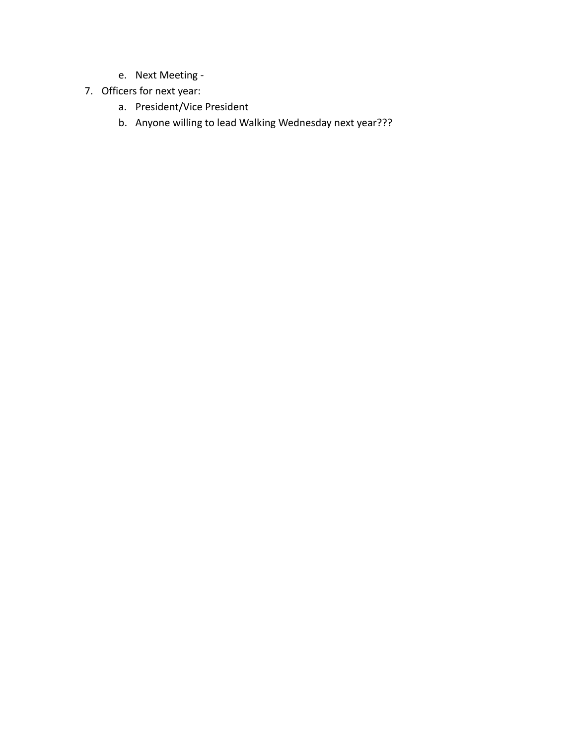e. Next Meeting -

7. Officers for next year:
   a. President/Vice President
   b. Anyone willing to lead Walking Wednesday next year???